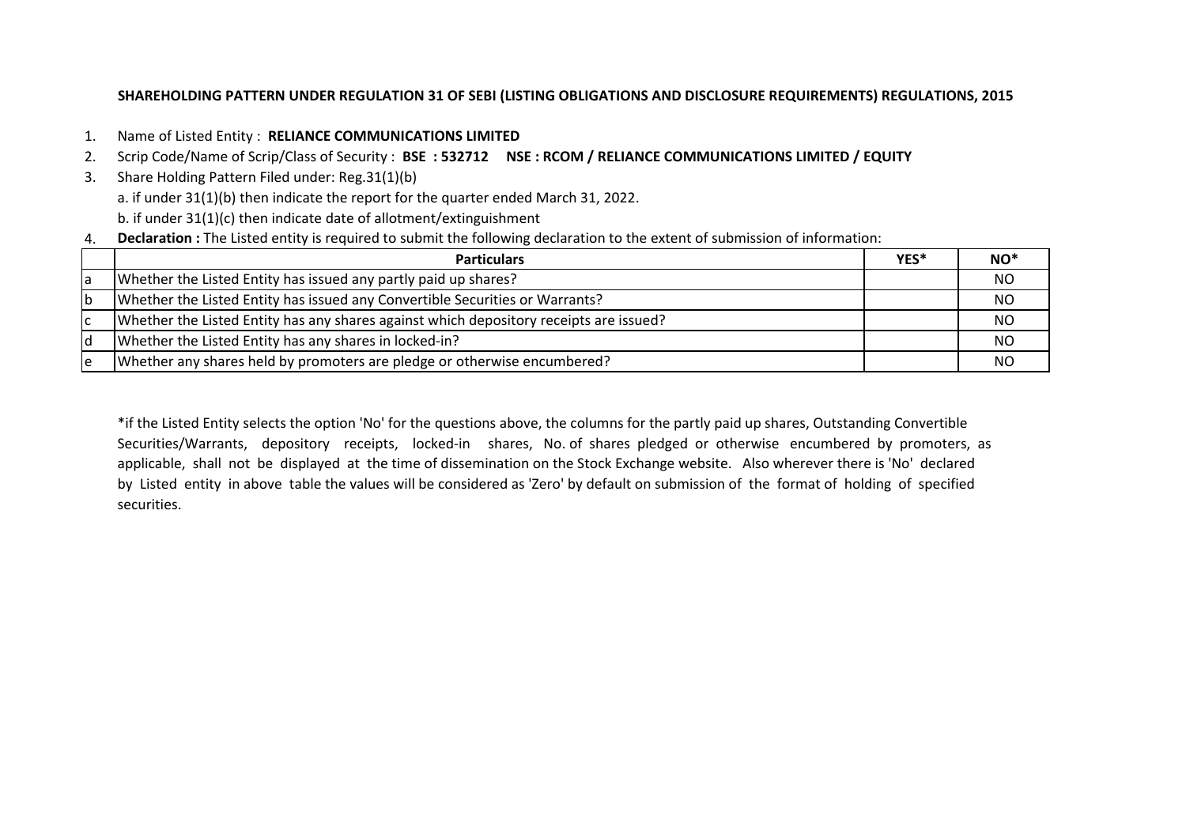**SHAREHOLDING PATTERN UNDER REGULATION 31 OF SEBI (LISTING OBLIGATIONS AND DISCLOSURE REQUIREMENTS) REGULATIONS, 2015**

1. Name of Listed Entity : **RELIANCE COMMUNICATIONS LIMITED**
2. Scrip Code/Name of Scrip/Class of Security : **BSE : 532712 NSE : RCOM / RELIANCE COMMUNICATIONS LIMITED / EQUITY**
3. Share Holding Pattern Filed under: Reg.31(1)(b)
   a. if under 31(1)(b) then indicate the report for the quarter ended March 31, 2022.
   b. if under 31(1)(c) then indicate date of allotment/extinguishment
4. **Declaration :** The Listed entity is required to submit the following declaration to the extent of submission of information:

| | Particulars | YES* | NO* |
|---|---|---|---|
| a | Whether the Listed Entity has issued any partly paid up shares? | | NO |
| b | Whether the Listed Entity has issued any Convertible Securities or Warrants? | | NO |
| c | Whether the Listed Entity has any shares against which depository receipts are issued? | | NO |
| d | Whether the Listed Entity has any shares in locked-in? | | NO |
| e | Whether any shares held by promoters are pledge or otherwise encumbered? | | NO |

*if the Listed Entity selects the option 'No' for the questions above, the columns for the partly paid up shares, Outstanding Convertible Securities/Warrants, depository receipts, locked-in shares, No. of shares pledged or otherwise encumbered by promoters, as applicable, shall not be displayed at the time of dissemination on the Stock Exchange website. Also wherever there is 'No' declared by Listed entity in above table the values will be considered as 'Zero' by default on submission of the format of holding of specified securities.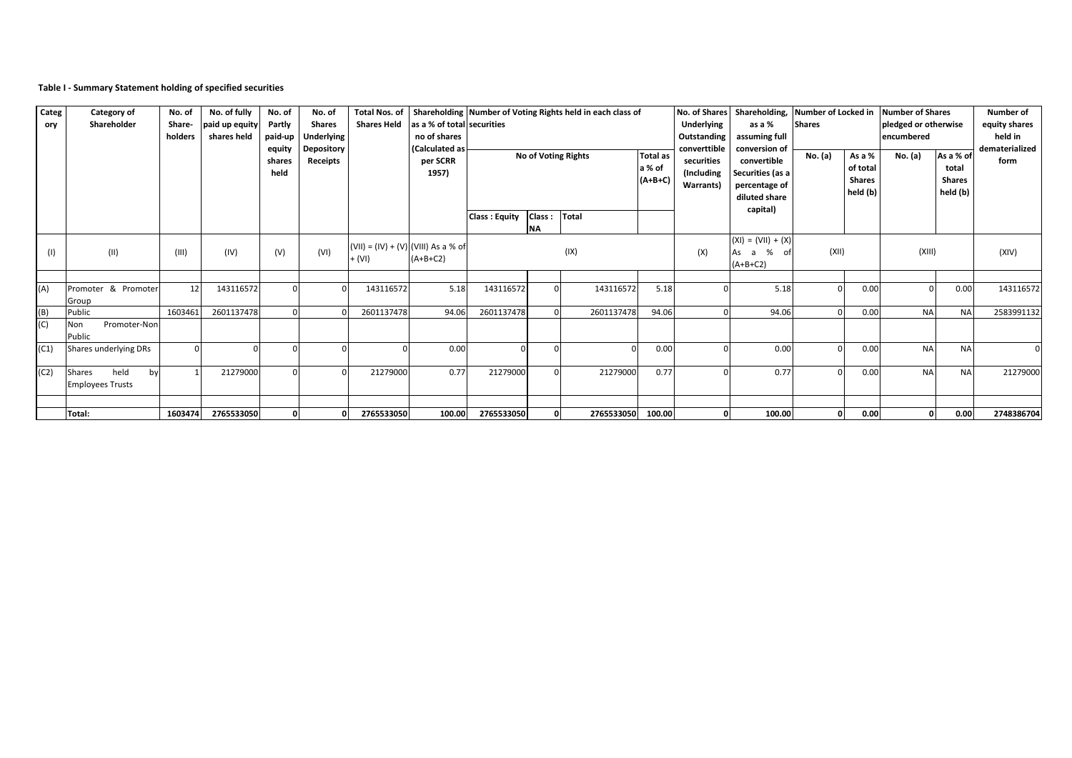**Table I - Summary Statement holding of specified securities**

| Category | Category of Shareholder | No. of Share-holders | No. of fully paid up equity shares held | No. of Partly paid-up equity shares held | No. of Shares Underlying Depository Receipts | Total Nos. of Shares Held | Shareholding as a % of total no of shares (Calculated as per SCRR 1957) | Number of Voting Rights held in each class of securities | | | | No. of Shares Underlying Outstanding converttible securities (Including Warrants) | Shareholding, as a % assuming full conversion of convertible Securities (as a percentage of diluted share capital) | Number of Locked in Shares | | Number of Shares pledged or otherwise encumbered | | Number of equity shares held in dematerialized form |
|---|---|---|---|---|---|---|---|---|---|---|---|---|---|---|---|---|---|---|
| | | | | | | | | No of Voting Rights | | | Total as a % of (A+B+C) | | | No. (a) | As a % of total Shares held (b) | No. (a) | As a % of total Shares held (b) | |
| | | | | | | | | Class : Equity | Class : NA | Total | | | | | | | | |
| (I) | (II) | (III) | (IV) | (V) | (VI) | (VII) = (IV) + (V) + (VI) | (VIII) As a % of (A+B+C2) | (IX) | | | | (X) | (XI) = (VII) + (X) As a % of (A+B+C2) | (XII) | | (XIII) | | (XIV) |
| (A) | Promoter & Promoter Group | 12 | 143116572 | 0 | 0 | 143116572 | 5.18 | 143116572 | 0 | 143116572 | 5.18 | 0 | 5.18 | 0 | 0.00 | 0 | 0.00 | 143116572 |
| (B) | Public | 1603461 | 2601137478 | 0 | 0 | 2601137478 | 94.06 | 2601137478 | 0 | 2601137478 | 94.06 | 0 | 94.06 | 0 | 0.00 | NA | NA | 2583991132 |
| (C) | Non Promoter-Non Public | | | | | | | | | | | | | | | | | |
| (C1) | Shares underlying DRs | 0 | 0 | 0 | 0 | 0 | 0.00 | 0 | 0 | 0 | 0.00 | 0 | 0.00 | 0 | 0.00 | NA | NA | 0 |
| (C2) | Shares held by Employees Trusts | 1 | 21279000 | 0 | 0 | 21279000 | 0.77 | 21279000 | 0 | 21279000 | 0.77 | 0 | 0.77 | 0 | 0.00 | NA | NA | 21279000 |
| | **Total:** | **1603474** | **2765533050** | **0** | **0** | **2765533050** | **100.00** | **2765533050** | **0** | **2765533050** | **100.00** | **0** | **100.00** | **0** | **0.00** | **0** | **0.00** | **2748386704** |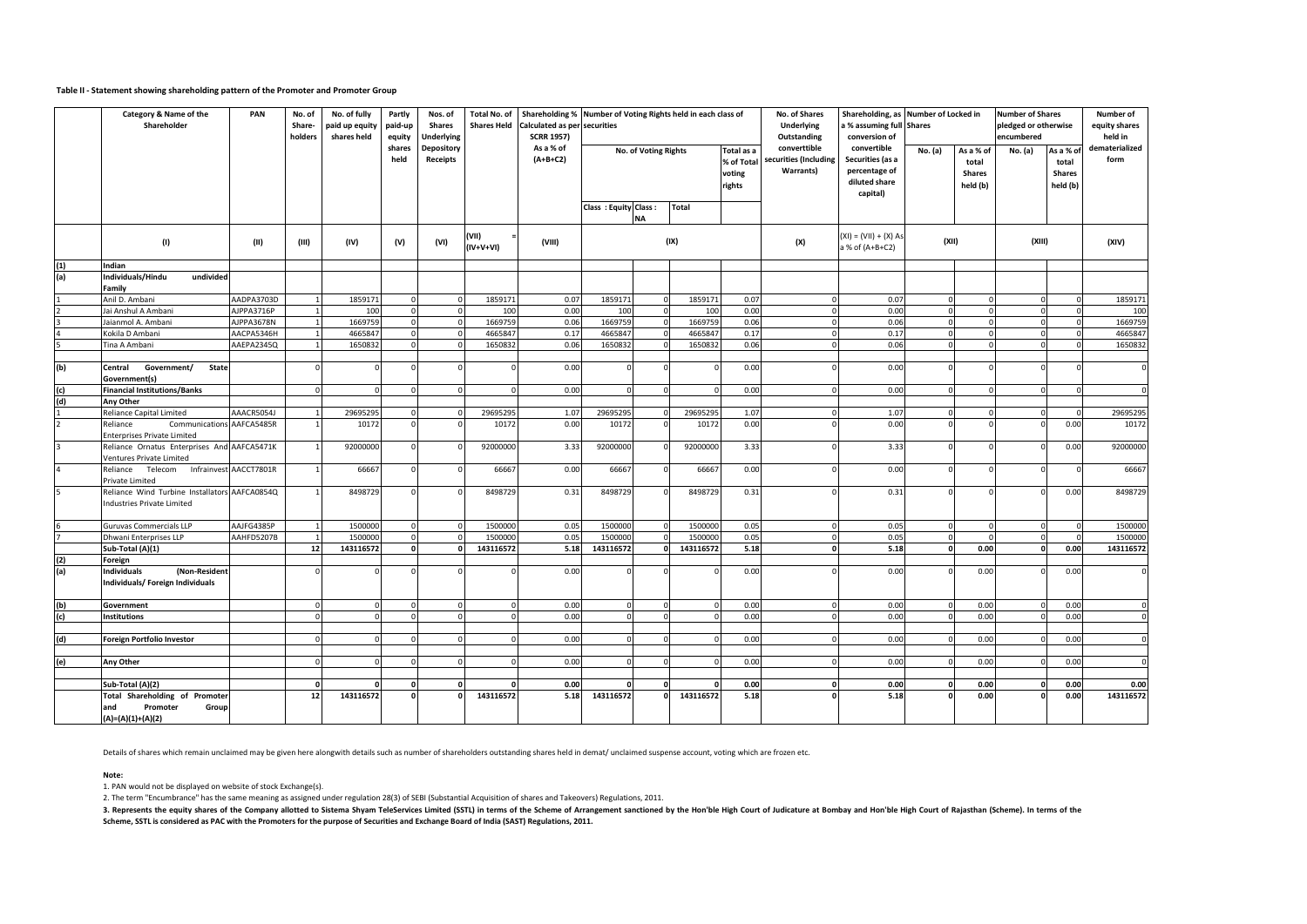**Table II - Statement showing shareholding pattern of the Promoter and Promoter Group**

| | Category & Name of the Shareholder | PAN | No. of Share-holders | No. of fully paid up equity shares held | Partly paid-up equity shares held | Nos. of Shares Underlying Depository Receipts | Total No. of Shares Held | Shareholding % Calculated as per SCRR 1957) As a % of (A+B+C2) | Number of Voting Rights held in each class of securities | | | | No. of Shares Underlying Outstanding converttible securities (Including Warrants) | Shareholding, as a % assuming full conversion of convertible Securities (as a percentage of diluted share capital) | Number of Locked in Shares | | Number of Shares pledged or otherwise encumbered | | Number of equity shares held in dematerialized form |
|---|---|---|---|---|---|---|---|---|---|---|---|---|---|---|---|---|---|---|---|
| | | | | | | | | | No. of Voting Rights | | | Total as a % of Total voting rights | | | No. (a) | As a % of total Shares held (b) | No. (a) | As a % of total Shares held (b) | |
| | | | | | | | | | Class : Equity | Class : NA | Total | | | | | | | | |
| | (I) | (II) | (III) | (IV) | (V) | (VI) | (VII) = (IV+V+VI) | (VIII) | (IX) | | | | (X) | (XI) = (VII) + (X) As a % of (A+B+C2) | (XII) | | (XIII) | | (XIV) |
| (1) | Indian | | | | | | | | | | | | | | | | | | |
| (a) | Individuals/Hindu undivided Family | | | | | | | | | | | | | | | | | | |
| 1 | Anil D. Ambani | AADPA3703D | 1 | 1859171 | 0 | 0 | 1859171 | 0.07 | 1859171 | 0 | 1859171 | 0.07 | 0 | 0.07 | 0 | 0 | 0 | 0 | 1859171 |
| 2 | Jai Anshul A Ambani | AJPPA3716P | 1 | 100 | 0 | 0 | 100 | 0.00 | 100 | 0 | 100 | 0.00 | 0 | 0.00 | 0 | 0 | 0 | 0 | 100 |
| 3 | Jaianmol A. Ambani | AJPPA3678N | 1 | 1669759 | 0 | 0 | 1669759 | 0.06 | 1669759 | 0 | 1669759 | 0.06 | 0 | 0.06 | 0 | 0 | 0 | 0 | 1669759 |
| 4 | Kokila D Ambani | AACPA5346H | 1 | 4665847 | 0 | 0 | 4665847 | 0.17 | 4665847 | 0 | 4665847 | 0.17 | 0 | 0.17 | 0 | 0 | 0 | 0 | 4665847 |
| 5 | Tina A Ambani | AAEPA2345Q | 1 | 1650832 | 0 | 0 | 1650832 | 0.06 | 1650832 | 0 | 1650832 | 0.06 | 0 | 0.06 | 0 | 0 | 0 | 0 | 1650832 |
| (b) | Central Government/ State Government(s) | | 0 | 0 | 0 | 0 | 0 | 0.00 | 0 | 0 | 0 | 0.00 | 0 | 0.00 | 0 | 0 | 0 | 0 | 0 |
| (c) | Financial Institutions/Banks | | 0 | 0 | 0 | 0 | 0 | 0.00 | 0 | 0 | 0 | 0.00 | 0 | 0.00 | 0 | 0 | 0 | 0 | 0 |
| (d) | Any Other | | | | | | | | | | | | | | | | | | |
| 1 | Reliance Capital Limited | AAACR5054J | 1 | 29695295 | 0 | 0 | 29695295 | 1.07 | 29695295 | 0 | 29695295 | 1.07 | 0 | 1.07 | 0 | 0 | 0 | 0 | 29695295 |
| 2 | Reliance Communications Enterprises Private Limited | AAFCA5485R | 1 | 10172 | 0 | 0 | 10172 | 0.00 | 10172 | 0 | 10172 | 0.00 | 0 | 0.00 | 0 | 0 | 0 | 0.00 | 10172 |
| 3 | Reliance Ornatus Enterprises And Ventures Private Limited | AAFCA5471K | 1 | 92000000 | 0 | 0 | 92000000 | 3.33 | 92000000 | 0 | 92000000 | 3.33 | 0 | 3.33 | 0 | 0 | 0 | 0.00 | 92000000 |
| 4 | Reliance Telecom Infrainvest Private Limited | AACCT7801R | 1 | 66667 | 0 | 0 | 66667 | 0.00 | 66667 | 0 | 66667 | 0.00 | 0 | 0.00 | 0 | 0 | 0 | 0 | 66667 |
| 5 | Reliance Wind Turbine Installators Industries Private Limited | AAFCA0854Q | 1 | 8498729 | 0 | 0 | 8498729 | 0.31 | 8498729 | 0 | 8498729 | 0.31 | 0 | 0.31 | 0 | 0 | 0 | 0.00 | 8498729 |
| 6 | Guruvas Commercials LLP | AAJFG4385P | 1 | 1500000 | 0 | 0 | 1500000 | 0.05 | 1500000 | 0 | 1500000 | 0.05 | 0 | 0.05 | 0 | 0 | 0 | 0 | 1500000 |
| 7 | Dhwani Enterprises LLP | AAHFD5207B | 1 | 1500000 | 0 | 0 | 1500000 | 0.05 | 1500000 | 0 | 1500000 | 0.05 | 0 | 0.05 | 0 | 0 | 0 | 0 | 1500000 |
| | **Sub-Total (A)(1)** | | **12** | **143116572** | **0** | **0** | **143116572** | **5.18** | **143116572** | **0** | **143116572** | **5.18** | **0** | **5.18** | **0** | **0.00** | **0** | **0.00** | **143116572** |
| (2) | Foreign | | | | | | | | | | | | | | | | | | |
| (a) | Individuals (Non-Resident Individuals/ Foreign Individuals | | 0 | 0 | 0 | 0 | 0 | 0.00 | 0 | 0 | 0 | 0.00 | 0 | 0.00 | 0 | 0.00 | 0 | 0.00 | 0 |
| (b) | Government | | 0 | 0 | 0 | 0 | 0 | 0.00 | 0 | 0 | 0 | 0.00 | 0 | 0.00 | 0 | 0.00 | 0 | 0.00 | 0 |
| (c) | Institutions | | 0 | 0 | 0 | 0 | 0 | 0.00 | 0 | 0 | 0 | 0.00 | 0 | 0.00 | 0 | 0.00 | 0 | 0.00 | 0 |
| (d) | Foreign Portfolio Investor | | 0 | 0 | 0 | 0 | 0 | 0.00 | 0 | 0 | 0 | 0.00 | 0 | 0.00 | 0 | 0.00 | 0 | 0.00 | 0 |
| (e) | Any Other | | 0 | 0 | 0 | 0 | 0 | 0.00 | 0 | 0 | 0 | 0.00 | 0 | 0.00 | 0 | 0.00 | 0 | 0.00 | 0 |
| | **Sub-Total (A)(2)** | | **0** | **0** | **0** | **0** | **0** | **0.00** | **0** | **0** | **0** | **0.00** | **0** | **0.00** | **0** | **0.00** | **0** | **0.00** | **0.00** |
| | **Total Shareholding of Promoter and Promoter Group (A)=(A)(1)+(A)(2)** | | **12** | **143116572** | **0** | **0** | **143116572** | **5.18** | **143116572** | **0** | **143116572** | **5.18** | **0** | **5.18** | **0** | **0.00** | **0** | **0.00** | **143116572** |

Details of shares which remain unclaimed may be given here alongwith details such as number of shareholders outstanding shares held in demat/ unclaimed suspense account, voting which are frozen etc.

**Note:**

1. PAN would not be displayed on website of stock Exchange(s).

2. The term "Encumbrance" has the same meaning as assigned under regulation 28(3) of SEBI (Substantial Acquisition of shares and Takeovers) Regulations, 2011.

**3. Represents the equity shares of the Company allotted to Sistema Shyam TeleServices Limited (SSTL) in terms of the Scheme of Arrangement sanctioned by the Hon'ble High Court of Judicature at Bombay and Hon'ble High Court of Rajasthan (Scheme). In terms of the Scheme, SSTL is considered as PAC with the Promoters for the purpose of Securities and Exchange Board of India (SAST) Regulations, 2011.**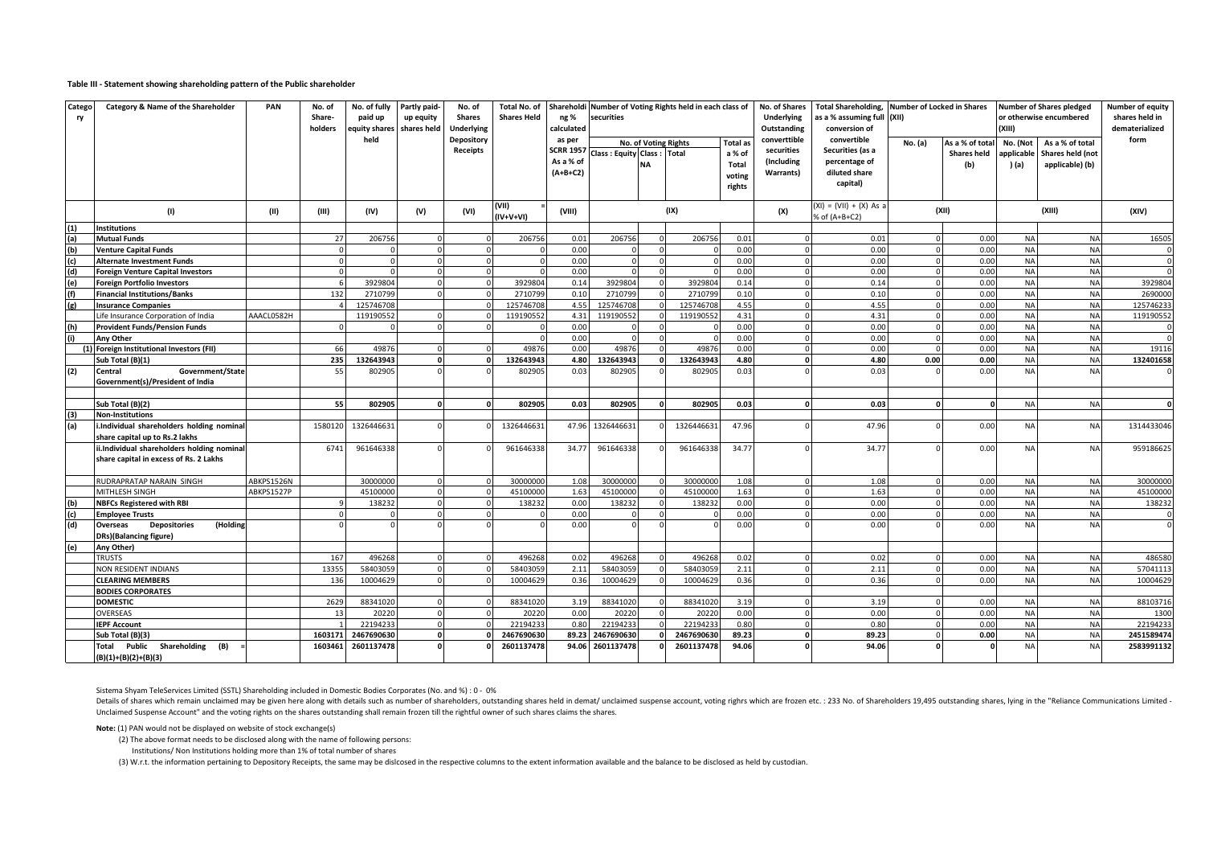**Table III - Statement showing shareholding pattern of the Public shareholder**

| Category | Category & Name of the Shareholder | PAN | No. of Share-holders | No. of fully paid up equity shares held | Partly paid-up equity shares held | No. of Shares Underlying Depository Receipts | Total No. of Shares Held | Shareholding % calculated as per SCRR 1957 As a % of (A+B+C2) | Number of Voting Rights held in each class of securities | | | | No. of Shares Underlying Outstanding converttible securities (Including Warrants) | Total Shareholding, as a % assuming full conversion of convertible Securities (as a percentage of diluted share capital) | Number of Locked in Shares (XII) | | Number of Shares pledged or otherwise encumbered (XIII) | | Number of equity shares held in dematerialized form |
|---|---|---|---|---|---|---|---|---|---|---|---|---|---|---|---|---|---|---|---|
| | | | | | | | | | No. of Voting Rights | | | Total as a % of Total voting rights | | | No. (a) | As a % of total Shares held (b) | No. (Not applicable ) (a) | As a % of total Shares held (not applicable) (b) | |
| | | | | | | | | | Class : Equity | Class : NA | Total | | | | | | | | |
| | (I) | (II) | (III) | (IV) | (V) | (VI) | (VII) = (IV+V+VI) | (VIII) | (IX) | | | | (X) | (XI) = (VII) + (X) As a % of (A+B+C2) | (XII) | | (XIII) | | (XIV) |
| (1) | **Institutions** | | | | | | | | | | | | | | | | | | |
| (a) | **Mutual Funds** | | 27 | 206756 | 0 | 0 | 206756 | 0.01 | 206756 | 0 | 206756 | 0.01 | 0 | 0.01 | 0 | 0.00 | NA | NA | 16505 |
| (b) | **Venture Capital Funds** | | 0 | 0 | 0 | 0 | 0 | 0.00 | 0 | 0 | 0 | 0.00 | 0 | 0.00 | 0 | 0.00 | NA | NA | 0 |
| (c) | **Alternate Investment Funds** | | 0 | 0 | 0 | 0 | 0 | 0.00 | 0 | 0 | 0 | 0.00 | 0 | 0.00 | 0 | 0.00 | NA | NA | 0 |
| (d) | **Foreign Venture Capital Investors** | | 0 | 0 | 0 | 0 | 0 | 0.00 | 0 | 0 | 0 | 0.00 | 0 | 0.00 | 0 | 0.00 | NA | NA | 0 |
| (e) | **Foreign Portfolio Investors** | | 6 | 3929804 | 0 | 0 | 3929804 | 0.14 | 3929804 | 0 | 3929804 | 0.14 | 0 | 0.14 | 0 | 0.00 | NA | NA | 3929804 |
| (f) | **Financial Institutions/Banks** | | 132 | 2710799 | 0 | 0 | 2710799 | 0.10 | 2710799 | 0 | 2710799 | 0.10 | 0 | 0.10 | 0 | 0.00 | NA | NA | 2690000 |
| (g) | **Insurance Companies** | | 4 | 125746708 | | 0 | 125746708 | 4.55 | 125746708 | 0 | 125746708 | 4.55 | 0 | 4.55 | 0 | 0.00 | NA | NA | 125746233 |
| | Life Insurance Corporation of India | AAACL0582H | | 119190552 | 0 | 0 | 119190552 | 4.31 | 119190552 | 0 | 119190552 | 4.31 | 0 | 4.31 | 0 | 0.00 | NA | NA | 119190552 |
| (h) | **Provident Funds/Pension Funds** | | 0 | 0 | 0 | 0 | 0 | 0.00 | 0 | 0 | 0 | 0.00 | 0 | 0.00 | 0 | 0.00 | NA | NA | 0 |
| (i) | **Any Other** | | | | | | 0 | 0.00 | 0 | 0 | 0 | 0.00 | 0 | 0.00 | 0 | 0.00 | NA | NA | 0 |
| | **(1) Foreign Institutional Investors (FII)** | | 66 | 49876 | 0 | 0 | 49876 | 0.00 | 49876 | 0 | 49876 | 0.00 | 0 | 0.00 | 0 | 0.00 | NA | NA | 19116 |
| | **Sub Total (B)(1)** | | **235** | **132643943** | **0** | **0** | **132643943** | **4.80** | **132643943** | **0** | **132643943** | **4.80** | **0** | **4.80** | **0.00** | **0.00** | NA | NA | **132401658** |
| (2) | **Central Government/State Government(s)/President of India** | | 55 | 802905 | 0 | 0 | 802905 | 0.03 | 802905 | 0 | 802905 | 0.03 | 0 | 0.03 | 0 | 0.00 | NA | NA | 0 |
| | **Sub Total (B)(2)** | | **55** | **802905** | **0** | **0** | **802905** | **0.03** | **802905** | **0** | **802905** | **0.03** | **0** | **0.03** | **0** | **0** | NA | NA | **0** |
| (3) | **Non-Institutions** | | | | | | | | | | | | | | | | | | |
| (a) | **i.Individual shareholders holding nominal share capital up to Rs.2 lakhs** | | 1580120 | 1326446631 | 0 | 0 | 1326446631 | 47.96 | 1326446631 | 0 | 1326446631 | 47.96 | 0 | 47.96 | 0 | 0.00 | NA | NA | 1314433046 |
| | **ii.Individual shareholders holding nominal share capital in excess of Rs. 2 Lakhs** | | 6741 | 961646338 | 0 | 0 | 961646338 | 34.77 | 961646338 | 0 | 961646338 | 34.77 | 0 | 34.77 | 0 | 0.00 | NA | NA | 959186625 |
| | RUDRAPRATAP NARAIN SINGH | ABKPS1526N | | 30000000 | 0 | 0 | 30000000 | 1.08 | 30000000 | 0 | 30000000 | 1.08 | 0 | 1.08 | 0 | 0.00 | NA | NA | 30000000 |
| | MITHLESH SINGH | ABKPS1527P | | 45100000 | 0 | 0 | 45100000 | 1.63 | 45100000 | 0 | 45100000 | 1.63 | 0 | 1.63 | 0 | 0.00 | NA | NA | 45100000 |
| (b) | **NBFCs Registered with RBI** | | 9 | 138232 | 0 | 0 | 138232 | 0.00 | 138232 | 0 | 138232 | 0.00 | 0 | 0.00 | 0 | 0.00 | NA | NA | 138232 |
| (c) | **Employee Trusts** | | 0 | 0 | 0 | 0 | 0 | 0.00 | 0 | 0 | 0 | 0.00 | 0 | 0.00 | 0 | 0.00 | NA | NA | 0 |
| (d) | **Overseas Depositories (Holding DRs)(Balancing figure)** | | 0 | 0 | 0 | 0 | 0 | 0.00 | 0 | 0 | 0 | 0.00 | 0 | 0.00 | 0 | 0.00 | NA | NA | 0 |
| (e) | **Any Other)** | | | | | | | | | | | | | | | | | | |
| | TRUSTS | | 167 | 496268 | 0 | 0 | 496268 | 0.02 | 496268 | 0 | 496268 | 0.02 | 0 | 0.02 | 0 | 0.00 | NA | NA | 486580 |
| | NON RESIDENT INDIANS | | 13355 | 58403059 | 0 | 0 | 58403059 | 2.11 | 58403059 | 0 | 58403059 | 2.11 | 0 | 2.11 | 0 | 0.00 | NA | NA | 57041113 |
| | **CLEARING MEMBERS** | | 136 | 10004629 | 0 | 0 | 10004629 | 0.36 | 10004629 | 0 | 10004629 | 0.36 | 0 | 0.36 | 0 | 0.00 | NA | NA | 10004629 |
| | **BODIES CORPORATES** | | | | | | | | | | | | | | | | | | |
| | **DOMESTIC** | | 2629 | 88341020 | 0 | 0 | 88341020 | 3.19 | 88341020 | 0 | 88341020 | 3.19 | 0 | 3.19 | 0 | 0.00 | NA | NA | 88103716 |
| | OVERSEAS | | 13 | 20220 | 0 | 0 | 20220 | 0.00 | 20220 | 0 | 20220 | 0.00 | 0 | 0.00 | 0 | 0.00 | NA | NA | 1300 |
| | **IEPF Account** | | 1 | 22194233 | 0 | 0 | 22194233 | 0.80 | 22194233 | 0 | 22194233 | 0.80 | 0 | 0.80 | 0 | 0.00 | NA | NA | 22194233 |
| | **Sub Total (B)(3)** | | **1603171** | **2467690630** | **0** | **0** | **2467690630** | **89.23** | **2467690630** | **0** | **2467690630** | **89.23** | **0** | **89.23** | **0** | **0.00** | NA | NA | **2451589474** |
| | **Total Public Shareholding (B) = (B)(1)+(B)(2)+(B)(3)** | | **1603461** | **2601137478** | **0** | **0** | **2601137478** | **94.06** | **2601137478** | **0** | **2601137478** | **94.06** | **0** | **94.06** | **0** | **0** | NA | NA | **2583991132** |

Sistema Shyam TeleServices Limited (SSTL) Shareholding included in Domestic Bodies Corporates (No. and %) : 0 - 0%

Details of shares which remain unclaimed may be given here along with details such as number of shareholders, outstanding shares held in demat/ unclaimed suspense account, voting righrs which are frozen etc. : 233 No. of Shareholders 19,495 outstanding shares, lying in the "Reliance Communications Limited - Unclaimed Suspense Account" and the voting rights on the shares outstanding shall remain frozen till the rightful owner of such shares claims the shares.

**Note:** (1) PAN would not be displayed on website of stock exchange(s)

(2) The above format needs to be disclosed along with the name of following persons:

Institutions/ Non Institutions holding more than 1% of total number of shares

(3) W.r.t. the information pertaining to Depository Receipts, the same may be dislcosed in the respective columns to the extent information available and the balance to be disclosed as held by custodian.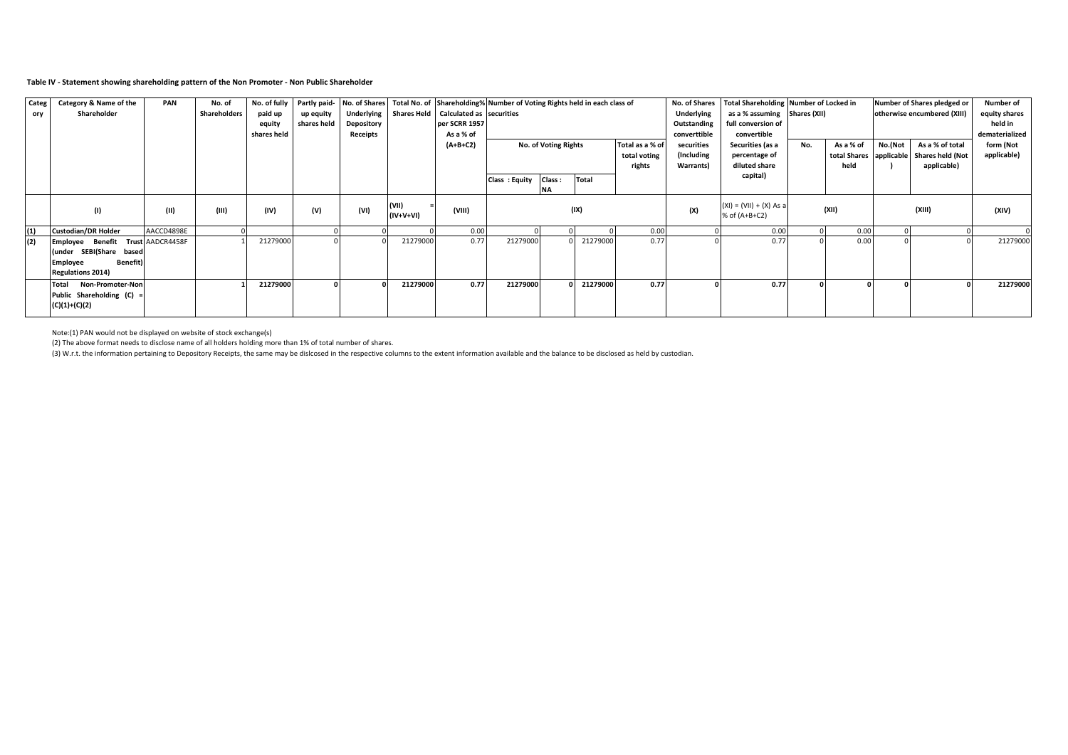**Table IV - Statement showing shareholding pattern of the Non Promoter - Non Public Shareholder**

| Category | Category & Name of the Shareholder | PAN | No. of Shareholders | No. of fully paid up equity shares held | Partly paid-up equity shares held | No. of Shares Underlying Depository Receipts | Total No. of Shares Held | Shareholding% Calculated as per SCRR 1957 As a % of (A+B+C2) | Number of Voting Rights held in each class of securities | | | | No. of Shares Underlying Outstanding converttible securities (Including Warrants) | Total Shareholding as a % assuming full conversion of convertible Securities (as a percentage of diluted share capital) | Number of Locked in Shares (XII) | | Number of Shares pledged or otherwise encumbered (XIII) | | Number of equity shares held in dematerialized form (Not applicable) |
|---|---|---|---|---|---|---|---|---|---|---|---|---|---|---|---|---|---|---|---|
| | | | | | | | | | No. of Voting Rights | | | Total as a % of total voting rights | | | No. | As a % of total Shares held | No.(Not applicable ) | As a % of total Shares held (Not applicable) | |
| | | | | | | | | | Class : Equity | Class : NA | Total | | | | | | | | |
| | (I) | (II) | (III) | (IV) | (V) | (VI) | (VII) = (IV+V+VI) | (VIII) | (IX) | | | | (X) | (XI) = (VII) + (X) As a % of (A+B+C2) | (XII) | | (XIII) | | (XIV) |
| (1) | Custodian/DR Holder | AACCD4898E | 0 | | 0 | 0 | 0 | 0.00 | 0 | 0 | 0 | 0.00 | 0 | 0.00 | 0 | 0.00 | 0 | 0 | 0 |
| (2) | Employee Benefit Trust (under SEBI(Share based Employee Benefit) Regulations 2014) | AADCR4458F | 1 | 21279000 | 0 | 0 | 21279000 | 0.77 | 21279000 | 0 | 21279000 | 0.77 | 0 | 0.77 | 0 | 0.00 | 0 | 0 | 21279000 |
| | **Total Non-Promoter-Non Public Shareholding (C) = (C)(1)+(C)(2)** | | **1** | **21279000** | **0** | **0** | **21279000** | **0.77** | **21279000** | **0** | **21279000** | **0.77** | **0** | **0.77** | **0** | **0** | **0** | **0** | **21279000** |

Note:(1) PAN would not be displayed on website of stock exchange(s)

(2) The above format needs to disclose name of all holders holding more than 1% of total number of shares.

(3) W.r.t. the information pertaining to Depository Receipts, the same may be dislcosed in the respective columns to the extent information available and the balance to be disclosed as held by custodian.